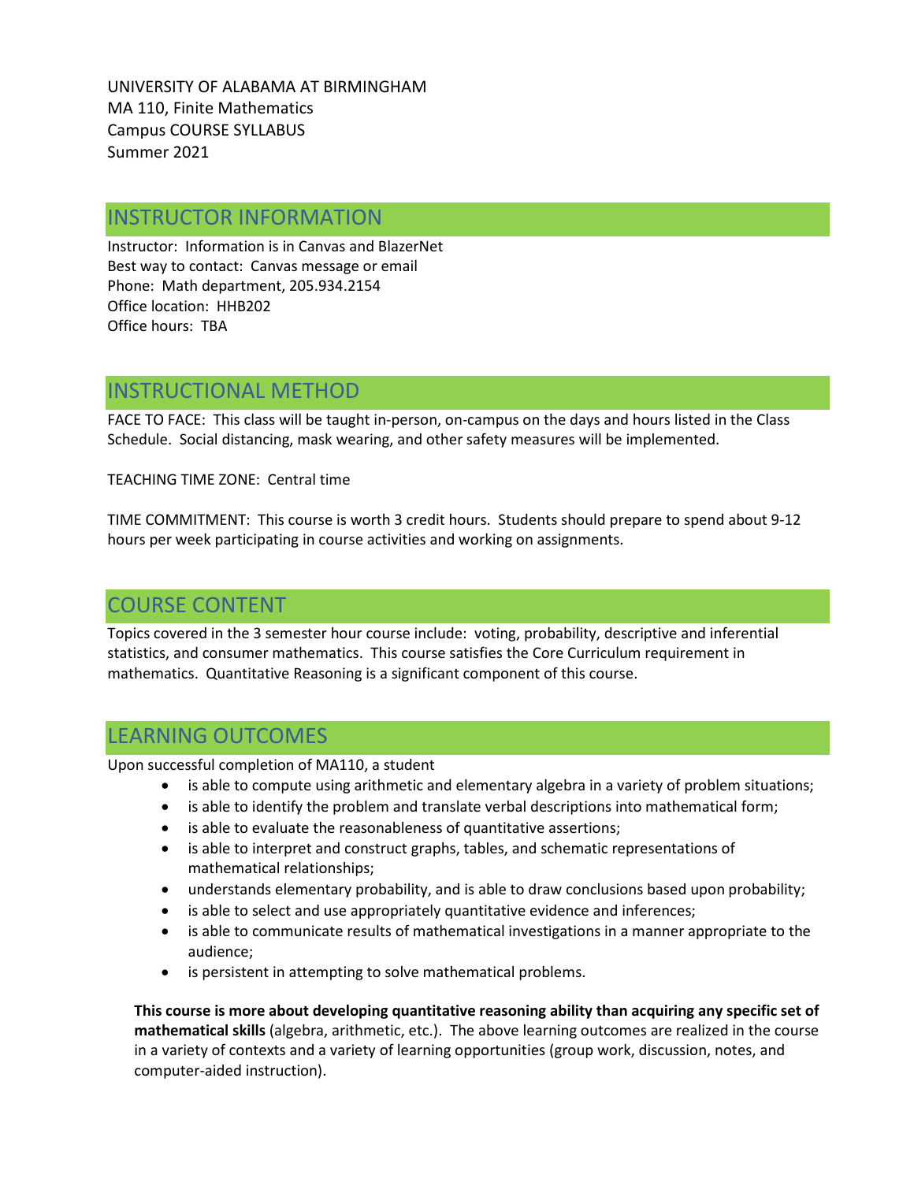UNIVERSITY OF ALABAMA AT BIRMINGHAM
MA 110, Finite Mathematics
Campus COURSE SYLLABUS
Summer 2021

## INSTRUCTOR INFORMATION

Instructor: Information is in Canvas and BlazerNet
Best way to contact: Canvas message or email
Phone: Math department, 205.934.2154
Office location: HHB202
Office hours: TBA

## INSTRUCTIONAL METHOD

FACE TO FACE: This class will be taught in-person, on-campus on the days and hours listed in the Class Schedule. Social distancing, mask wearing, and other safety measures will be implemented.

TEACHING TIME ZONE: Central time

TIME COMMITMENT: This course is worth 3 credit hours. Students should prepare to spend about 9-12 hours per week participating in course activities and working on assignments.

## COURSE CONTENT

Topics covered in the 3 semester hour course include: voting, probability, descriptive and inferential statistics, and consumer mathematics. This course satisfies the Core Curriculum requirement in mathematics. Quantitative Reasoning is a significant component of this course.

## LEARNING OUTCOMES

Upon successful completion of MA110, a student

- is able to compute using arithmetic and elementary algebra in a variety of problem situations;
- is able to identify the problem and translate verbal descriptions into mathematical form;
- is able to evaluate the reasonableness of quantitative assertions;
- is able to interpret and construct graphs, tables, and schematic representations of mathematical relationships;
- understands elementary probability, and is able to draw conclusions based upon probability;
- is able to select and use appropriately quantitative evidence and inferences;
- is able to communicate results of mathematical investigations in a manner appropriate to the audience;
- is persistent in attempting to solve mathematical problems.

**This course is more about developing quantitative reasoning ability than acquiring any specific set of mathematical skills** (algebra, arithmetic, etc.). The above learning outcomes are realized in the course in a variety of contexts and a variety of learning opportunities (group work, discussion, notes, and computer-aided instruction).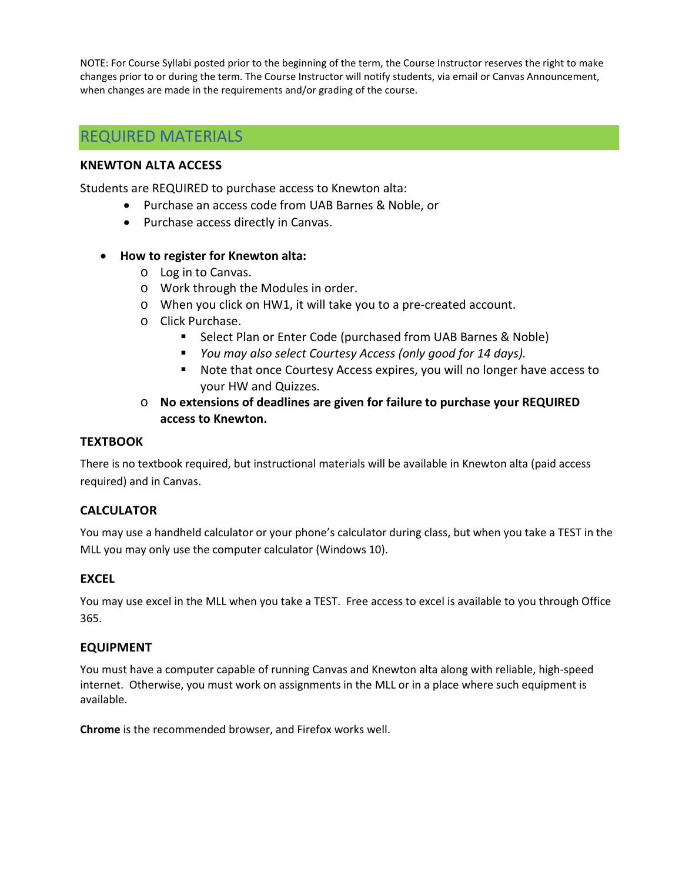NOTE: For Course Syllabi posted prior to the beginning of the term, the Course Instructor reserves the right to make changes prior to or during the term. The Course Instructor will notify students, via email or Canvas Announcement, when changes are made in the requirements and/or grading of the course.

## REQUIRED MATERIALS

### KNEWTON ALTA ACCESS

Students are REQUIRED to purchase access to Knewton alta:

- Purchase an access code from UAB Barnes & Noble, or
- Purchase access directly in Canvas.

- **How to register for Knewton alta:**
  - Log in to Canvas.
  - Work through the Modules in order.
  - When you click on HW1, it will take you to a pre-created account.
  - Click Purchase.
    - Select Plan or Enter Code (purchased from UAB Barnes & Noble)
    - *You may also select Courtesy Access (only good for 14 days).*
    - Note that once Courtesy Access expires, you will no longer have access to your HW and Quizzes.
  - **No extensions of deadlines are given for failure to purchase your REQUIRED access to Knewton.**

### TEXTBOOK

There is no textbook required, but instructional materials will be available in Knewton alta (paid access required) and in Canvas.

### CALCULATOR

You may use a handheld calculator or your phone's calculator during class, but when you take a TEST in the MLL you may only use the computer calculator (Windows 10).

### EXCEL

You may use excel in the MLL when you take a TEST. Free access to excel is available to you through Office 365.

### EQUIPMENT

You must have a computer capable of running Canvas and Knewton alta along with reliable, high-speed internet. Otherwise, you must work on assignments in the MLL or in a place where such equipment is available.

**Chrome** is the recommended browser, and Firefox works well.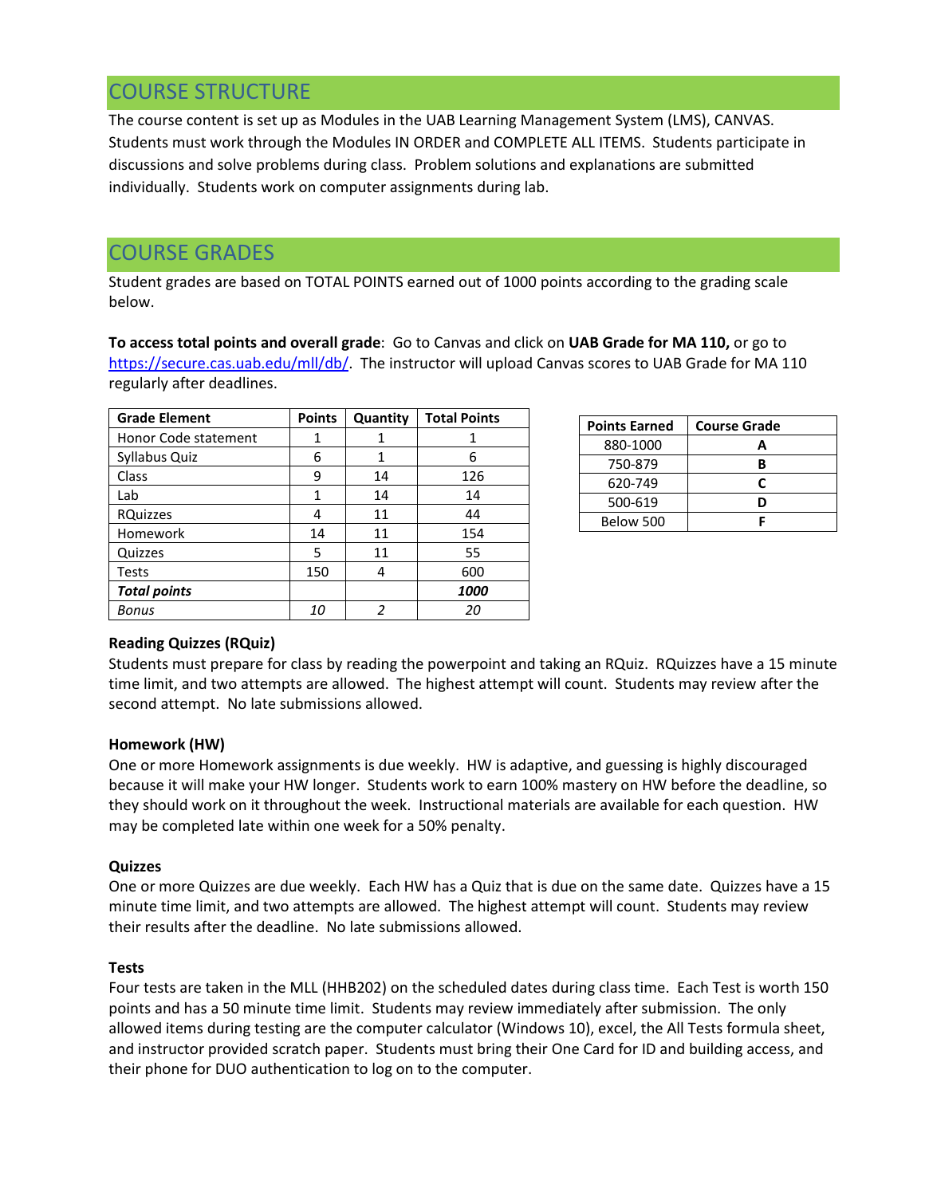## COURSE STRUCTURE

The course content is set up as Modules in the UAB Learning Management System (LMS), CANVAS. Students must work through the Modules IN ORDER and COMPLETE ALL ITEMS. Students participate in discussions and solve problems during class. Problem solutions and explanations are submitted individually. Students work on computer assignments during lab.

## COURSE GRADES

Student grades are based on TOTAL POINTS earned out of 1000 points according to the grading scale below.

**To access total points and overall grade**: Go to Canvas and click on **UAB Grade for MA 110,** or go to https://secure.cas.uab.edu/mll/db/. The instructor will upload Canvas scores to UAB Grade for MA 110 regularly after deadlines.

| Grade Element | Points | Quantity | Total Points |
|---|---|---|---|
| Honor Code statement | 1 | 1 | 1 |
| Syllabus Quiz | 6 | 1 | 6 |
| Class | 9 | 14 | 126 |
| Lab | 1 | 14 | 14 |
| RQuizzes | 4 | 11 | 44 |
| Homework | 14 | 11 | 154 |
| Quizzes | 5 | 11 | 55 |
| Tests | 150 | 4 | 600 |
| ***Total points*** | | | ***1000*** |
| *Bonus* | *10* | *2* | *20* |

| Points Earned | Course Grade |
|---|---|
| 880-1000 | **A** |
| 750-879 | **B** |
| 620-749 | **C** |
| 500-619 | **D** |
| Below 500 | **F** |

**Reading Quizzes (RQuiz)**

Students must prepare for class by reading the powerpoint and taking an RQuiz. RQuizzes have a 15 minute time limit, and two attempts are allowed. The highest attempt will count. Students may review after the second attempt. No late submissions allowed.

**Homework (HW)**

One or more Homework assignments is due weekly. HW is adaptive, and guessing is highly discouraged because it will make your HW longer. Students work to earn 100% mastery on HW before the deadline, so they should work on it throughout the week. Instructional materials are available for each question. HW may be completed late within one week for a 50% penalty.

**Quizzes**

One or more Quizzes are due weekly. Each HW has a Quiz that is due on the same date. Quizzes have a 15 minute time limit, and two attempts are allowed. The highest attempt will count. Students may review their results after the deadline. No late submissions allowed.

**Tests**

Four tests are taken in the MLL (HHB202) on the scheduled dates during class time. Each Test is worth 150 points and has a 50 minute time limit. Students may review immediately after submission. The only allowed items during testing are the computer calculator (Windows 10), excel, the All Tests formula sheet, and instructor provided scratch paper. Students must bring their One Card for ID and building access, and their phone for DUO authentication to log on to the computer.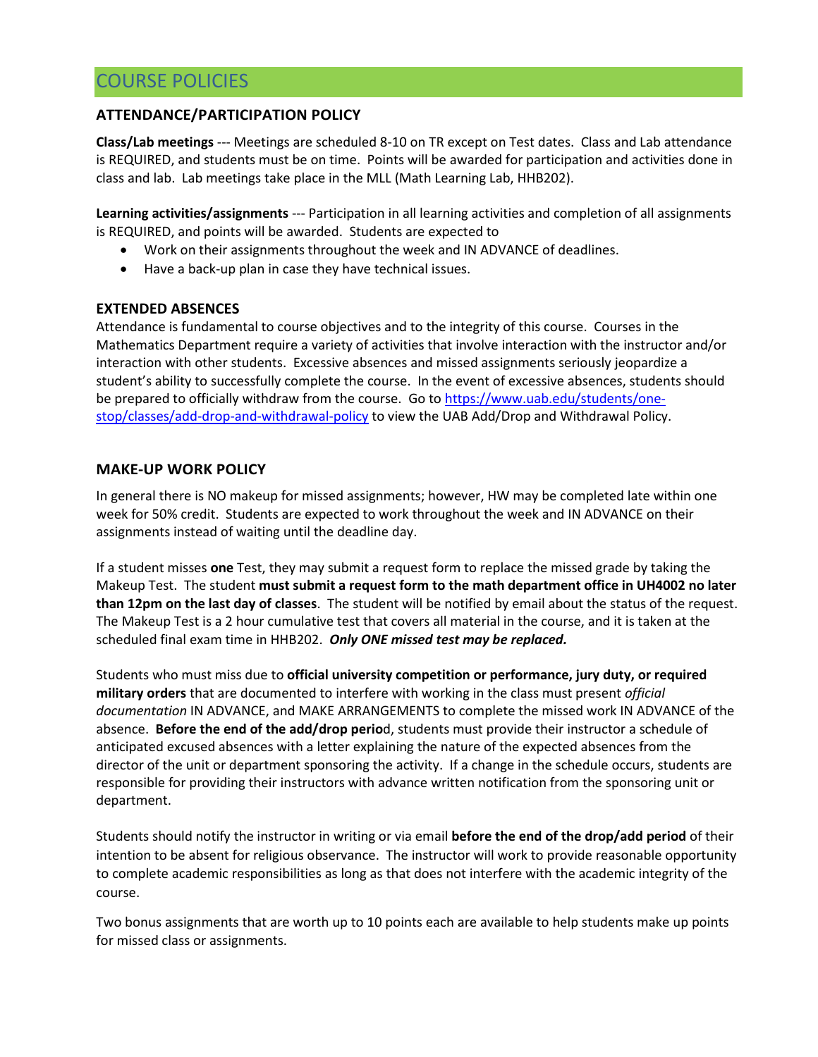# COURSE POLICIES

### ATTENDANCE/PARTICIPATION POLICY

**Class/Lab meetings** --- Meetings are scheduled 8-10 on TR except on Test dates. Class and Lab attendance is REQUIRED, and students must be on time. Points will be awarded for participation and activities done in class and lab. Lab meetings take place in the MLL (Math Learning Lab, HHB202).

**Learning activities/assignments** --- Participation in all learning activities and completion of all assignments is REQUIRED, and points will be awarded. Students are expected to

- Work on their assignments throughout the week and IN ADVANCE of deadlines.
- Have a back-up plan in case they have technical issues.

### EXTENDED ABSENCES

Attendance is fundamental to course objectives and to the integrity of this course. Courses in the Mathematics Department require a variety of activities that involve interaction with the instructor and/or interaction with other students. Excessive absences and missed assignments seriously jeopardize a student's ability to successfully complete the course. In the event of excessive absences, students should be prepared to officially withdraw from the course. Go to [https://www.uab.edu/students/one-stop/classes/add-drop-and-withdrawal-policy](https://www.uab.edu/students/one-stop/classes/add-drop-and-withdrawal-policy) to view the UAB Add/Drop and Withdrawal Policy.

### MAKE-UP WORK POLICY

In general there is NO makeup for missed assignments; however, HW may be completed late within one week for 50% credit. Students are expected to work throughout the week and IN ADVANCE on their assignments instead of waiting until the deadline day.

If a student misses **one** Test, they may submit a request form to replace the missed grade by taking the Makeup Test. The student **must submit a request form to the math department office in UH4002 no later than 12pm on the last day of classes**. The student will be notified by email about the status of the request. The Makeup Test is a 2 hour cumulative test that covers all material in the course, and it is taken at the scheduled final exam time in HHB202. ***Only ONE missed test may be replaced.***

Students who must miss due to **official university competition or performance, jury duty, or required military orders** that are documented to interfere with working in the class must present *official documentation* IN ADVANCE, and MAKE ARRANGEMENTS to complete the missed work IN ADVANCE of the absence. **Before the end of the add/drop perio**d, students must provide their instructor a schedule of anticipated excused absences with a letter explaining the nature of the expected absences from the director of the unit or department sponsoring the activity. If a change in the schedule occurs, students are responsible for providing their instructors with advance written notification from the sponsoring unit or department.

Students should notify the instructor in writing or via email **before the end of the drop/add period** of their intention to be absent for religious observance. The instructor will work to provide reasonable opportunity to complete academic responsibilities as long as that does not interfere with the academic integrity of the course.

Two bonus assignments that are worth up to 10 points each are available to help students make up points for missed class or assignments.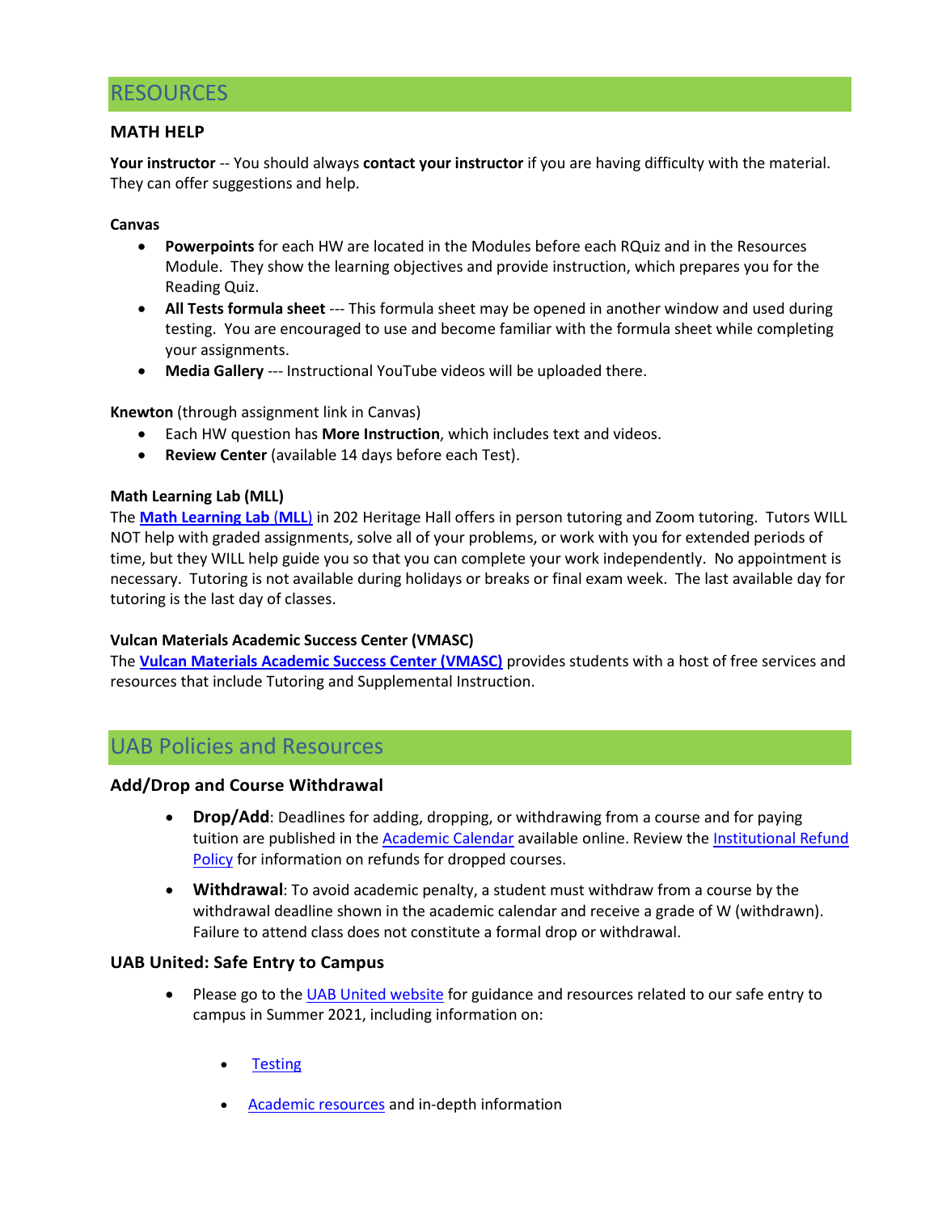## RESOURCES

### MATH HELP

**Your instructor** -- You should always **contact your instructor** if you are having difficulty with the material. They can offer suggestions and help.

**Canvas**

- **Powerpoints** for each HW are located in the Modules before each RQuiz and in the Resources Module. They show the learning objectives and provide instruction, which prepares you for the Reading Quiz.
- **All Tests formula sheet** --- This formula sheet may be opened in another window and used during testing. You are encouraged to use and become familiar with the formula sheet while completing your assignments.
- **Media Gallery** --- Instructional YouTube videos will be uploaded there.

**Knewton** (through assignment link in Canvas)

- Each HW question has **More Instruction**, which includes text and videos.
- **Review Center** (available 14 days before each Test).

**Math Learning Lab (MLL)**

The **Math Learning Lab (MLL)** in 202 Heritage Hall offers in person tutoring and Zoom tutoring. Tutors WILL NOT help with graded assignments, solve all of your problems, or work with you for extended periods of time, but they WILL help guide you so that you can complete your work independently. No appointment is necessary. Tutoring is not available during holidays or breaks or final exam week. The last available day for tutoring is the last day of classes.

**Vulcan Materials Academic Success Center (VMASC)**

The **Vulcan Materials Academic Success Center (VMASC)** provides students with a host of free services and resources that include Tutoring and Supplemental Instruction.

## UAB Policies and Resources

### Add/Drop and Course Withdrawal

- **Drop/Add**: Deadlines for adding, dropping, or withdrawing from a course and for paying tuition are published in the Academic Calendar available online. Review the Institutional Refund Policy for information on refunds for dropped courses.
- **Withdrawal**: To avoid academic penalty, a student must withdraw from a course by the withdrawal deadline shown in the academic calendar and receive a grade of W (withdrawn). Failure to attend class does not constitute a formal drop or withdrawal.

### UAB United: Safe Entry to Campus

- Please go to the UAB United website for guidance and resources related to our safe entry to campus in Summer 2021, including information on:
  - Testing
  - Academic resources and in-depth information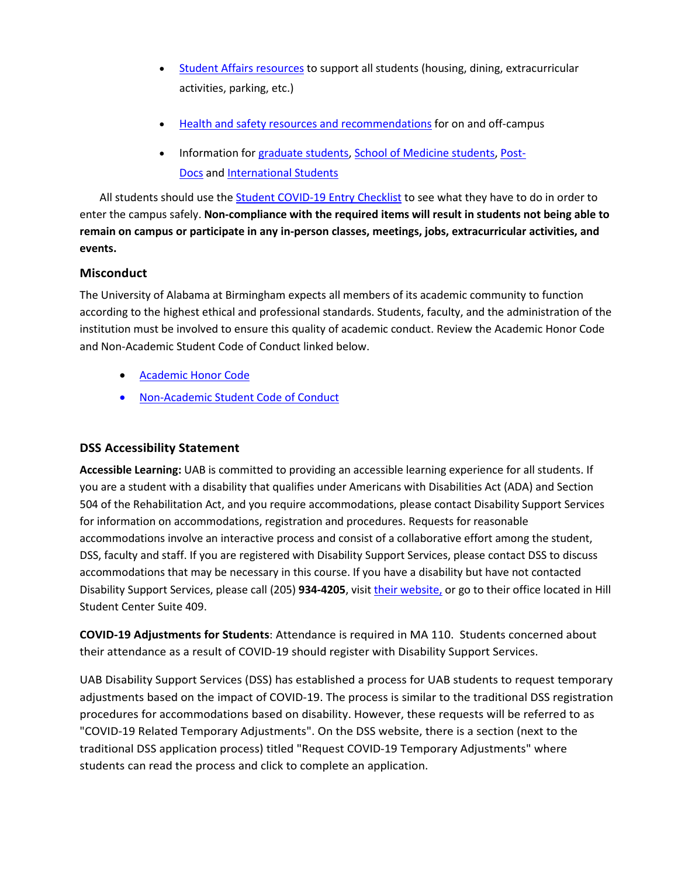- Student Affairs resources to support all students (housing, dining, extracurricular activities, parking, etc.)
- Health and safety resources and recommendations for on and off-campus
- Information for graduate students, School of Medicine students, Post-Docs and International Students

All students should use the Student COVID-19 Entry Checklist to see what they have to do in order to enter the campus safely. **Non-compliance with the required items will result in students not being able to remain on campus or participate in any in-person classes, meetings, jobs, extracurricular activities, and events.**

### Misconduct

The University of Alabama at Birmingham expects all members of its academic community to function according to the highest ethical and professional standards. Students, faculty, and the administration of the institution must be involved to ensure this quality of academic conduct. Review the Academic Honor Code and Non-Academic Student Code of Conduct linked below.

- Academic Honor Code
- Non-Academic Student Code of Conduct

### DSS Accessibility Statement

**Accessible Learning:** UAB is committed to providing an accessible learning experience for all students. If you are a student with a disability that qualifies under Americans with Disabilities Act (ADA) and Section 504 of the Rehabilitation Act, and you require accommodations, please contact Disability Support Services for information on accommodations, registration and procedures. Requests for reasonable accommodations involve an interactive process and consist of a collaborative effort among the student, DSS, faculty and staff. If you are registered with Disability Support Services, please contact DSS to discuss accommodations that may be necessary in this course. If you have a disability but have not contacted Disability Support Services, please call (205) **934-4205**, visit their website, or go to their office located in Hill Student Center Suite 409.

**COVID-19 Adjustments for Students**: Attendance is required in MA 110. Students concerned about their attendance as a result of COVID-19 should register with Disability Support Services.

UAB Disability Support Services (DSS) has established a process for UAB students to request temporary adjustments based on the impact of COVID-19. The process is similar to the traditional DSS registration procedures for accommodations based on disability. However, these requests will be referred to as "COVID-19 Related Temporary Adjustments". On the DSS website, there is a section (next to the traditional DSS application process) titled "Request COVID-19 Temporary Adjustments" where students can read the process and click to complete an application.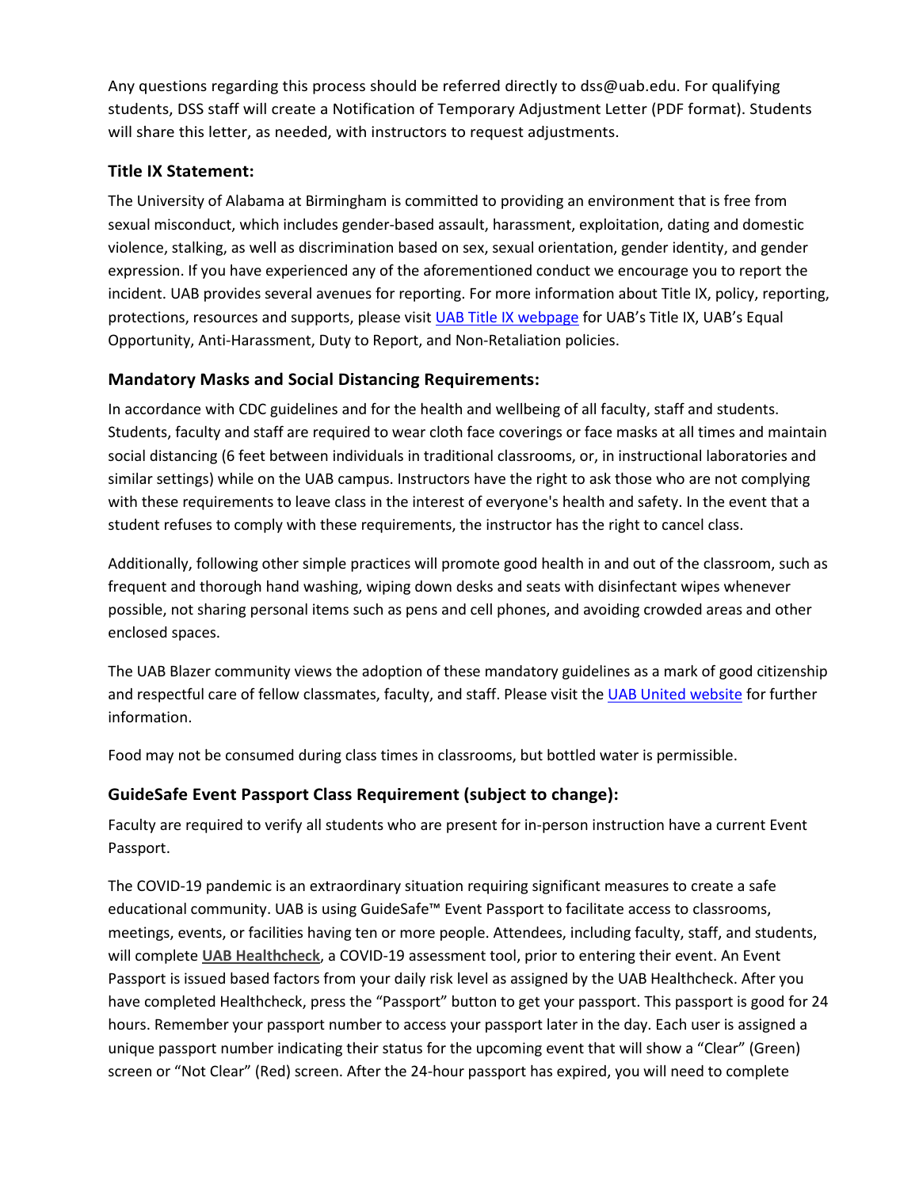Any questions regarding this process should be referred directly to dss@uab.edu. For qualifying students, DSS staff will create a Notification of Temporary Adjustment Letter (PDF format). Students will share this letter, as needed, with instructors to request adjustments.

### Title IX Statement:

The University of Alabama at Birmingham is committed to providing an environment that is free from sexual misconduct, which includes gender-based assault, harassment, exploitation, dating and domestic violence, stalking, as well as discrimination based on sex, sexual orientation, gender identity, and gender expression. If you have experienced any of the aforementioned conduct we encourage you to report the incident. UAB provides several avenues for reporting. For more information about Title IX, policy, reporting, protections, resources and supports, please visit [UAB Title IX webpage]() for UAB's Title IX, UAB's Equal Opportunity, Anti-Harassment, Duty to Report, and Non-Retaliation policies.

### Mandatory Masks and Social Distancing Requirements:

In accordance with CDC guidelines and for the health and wellbeing of all faculty, staff and students. Students, faculty and staff are required to wear cloth face coverings or face masks at all times and maintain social distancing (6 feet between individuals in traditional classrooms, or, in instructional laboratories and similar settings) while on the UAB campus. Instructors have the right to ask those who are not complying with these requirements to leave class in the interest of everyone's health and safety. In the event that a student refuses to comply with these requirements, the instructor has the right to cancel class.

Additionally, following other simple practices will promote good health in and out of the classroom, such as frequent and thorough hand washing, wiping down desks and seats with disinfectant wipes whenever possible, not sharing personal items such as pens and cell phones, and avoiding crowded areas and other enclosed spaces.

The UAB Blazer community views the adoption of these mandatory guidelines as a mark of good citizenship and respectful care of fellow classmates, faculty, and staff. Please visit the [UAB United website]() for further information.

Food may not be consumed during class times in classrooms, but bottled water is permissible.

### GuideSafe Event Passport Class Requirement (subject to change):

Faculty are required to verify all students who are present for in-person instruction have a current Event Passport.

The COVID-19 pandemic is an extraordinary situation requiring significant measures to create a safe educational community. UAB is using GuideSafe™ Event Passport to facilitate access to classrooms, meetings, events, or facilities having ten or more people. Attendees, including faculty, staff, and students, will complete **UAB Healthcheck**, a COVID-19 assessment tool, prior to entering their event. An Event Passport is issued based factors from your daily risk level as assigned by the UAB Healthcheck. After you have completed Healthcheck, press the "Passport" button to get your passport. This passport is good for 24 hours. Remember your passport number to access your passport later in the day. Each user is assigned a unique passport number indicating their status for the upcoming event that will show a "Clear" (Green) screen or "Not Clear" (Red) screen. After the 24-hour passport has expired, you will need to complete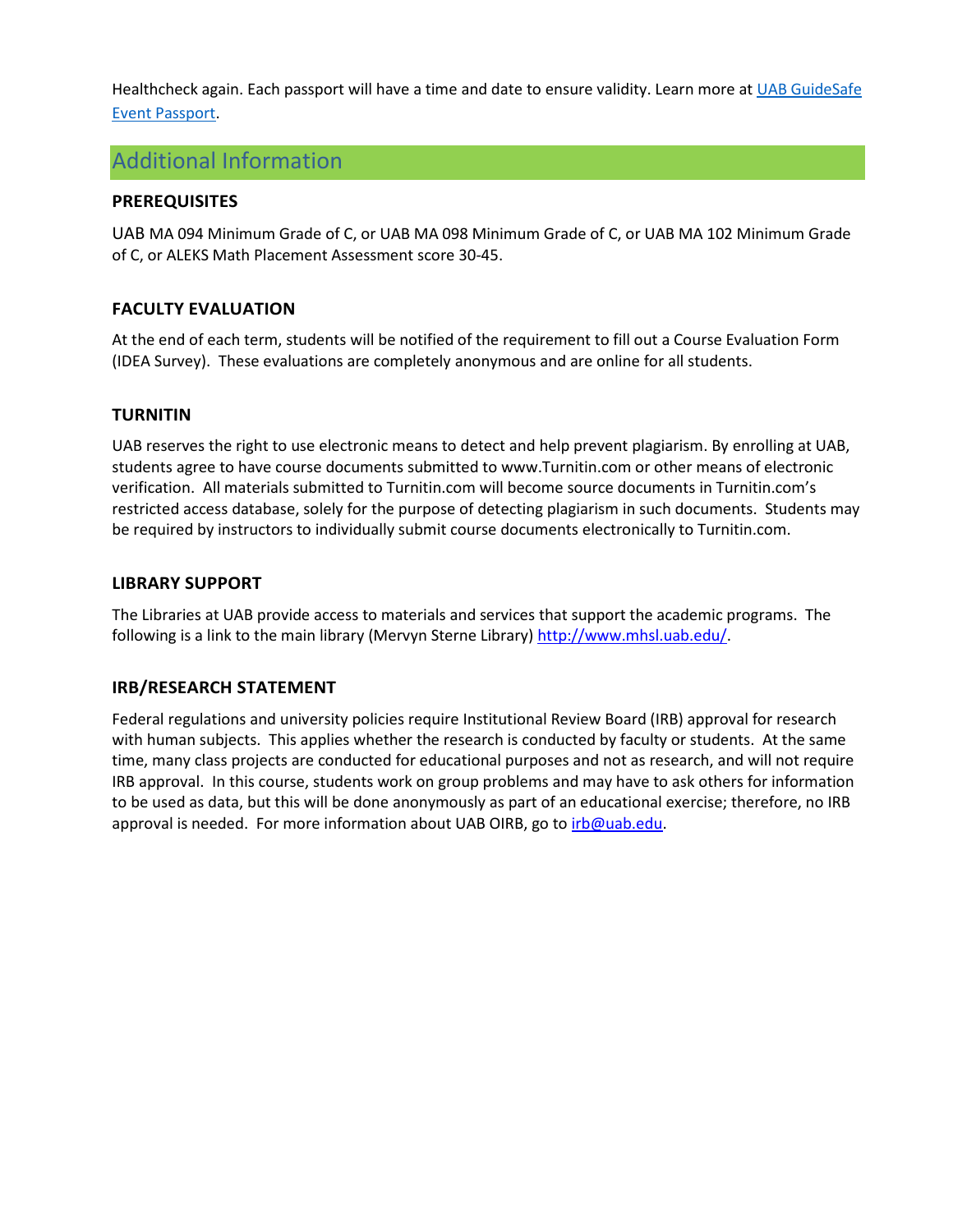Healthcheck again. Each passport will have a time and date to ensure validity. Learn more at [UAB GuideSafe Event Passport](UAB GuideSafe Event Passport).

## Additional Information

### PREREQUISITES

UAB MA 094 Minimum Grade of C, or UAB MA 098 Minimum Grade of C, or UAB MA 102 Minimum Grade of C, or ALEKS Math Placement Assessment score 30-45.

### FACULTY EVALUATION

At the end of each term, students will be notified of the requirement to fill out a Course Evaluation Form (IDEA Survey). These evaluations are completely anonymous and are online for all students.

### TURNITIN

UAB reserves the right to use electronic means to detect and help prevent plagiarism. By enrolling at UAB, students agree to have course documents submitted to www.Turnitin.com or other means of electronic verification. All materials submitted to Turnitin.com will become source documents in Turnitin.com's restricted access database, solely for the purpose of detecting plagiarism in such documents. Students may be required by instructors to individually submit course documents electronically to Turnitin.com.

### LIBRARY SUPPORT

The Libraries at UAB provide access to materials and services that support the academic programs. The following is a link to the main library (Mervyn Sterne Library) http://www.mhsl.uab.edu/.

### IRB/RESEARCH STATEMENT

Federal regulations and university policies require Institutional Review Board (IRB) approval for research with human subjects. This applies whether the research is conducted by faculty or students. At the same time, many class projects are conducted for educational purposes and not as research, and will not require IRB approval. In this course, students work on group problems and may have to ask others for information to be used as data, but this will be done anonymously as part of an educational exercise; therefore, no IRB approval is needed. For more information about UAB OIRB, go to irb@uab.edu.